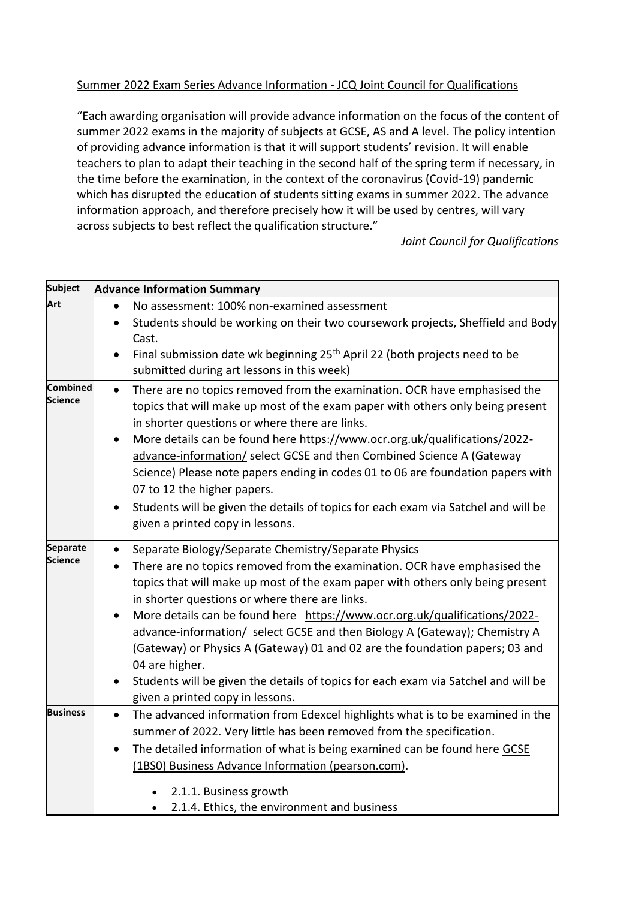Summary 2022 Exam Series Advance Information - JCQ Joint Council for Qualifications

“Each awarding organisation will provide advance information on the focus of the content of summer 2022 exams in the majority of subjects at GCSE, AS and A level. The policy intention of providing advance information is that it will support students’ revision. It will enable teachers to plan to adapt their teaching in the second half of the spring term if necessary, in the time before the examination, in the context of the coronavirus (Covid-19) pandemic which has disrupted the education of students sitting exams in summer 2022. The advance information approach, and therefore precisely how it will be used by centres, will vary across subjects to best reflect the qualification structure.”

*Joint Council for Qualifications*

| Subject | Advance Information Summary |
|---|---|
| **Art** | • No assessment: 100% non-examined assessment<br>• Students should be working on their two coursework projects, Sheffield and Body Cast.<br>• Final submission date wk beginning 25th April 22 (both projects need to be submitted during art lessons in this week) |
| **Combined Science** | • There are no topics removed from the examination. OCR have emphasised the topics that will make up most of the exam paper with others only being present in shorter questions or where there are links.<br>• More details can be found here https://www.ocr.org.uk/qualifications/2022-advance-information/ select GCSE and then Combined Science A (Gateway Science) Please note papers ending in codes 01 to 06 are foundation papers with 07 to 12 the higher papers.<br>• Students will be given the details of topics for each exam via Satchel and will be given a printed copy in lessons. |
| **Separate Science** | • Separate Biology/Separate Chemistry/Separate Physics<br>• There are no topics removed from the examination. OCR have emphasised the topics that will make up most of the exam paper with others only being present in shorter questions or where there are links.<br>• More details can be found here https://www.ocr.org.uk/qualifications/2022-advance-information/ select GCSE and then Biology A (Gateway); Chemistry A (Gateway) or Physics A (Gateway) 01 and 02 are the foundation papers; 03 and 04 are higher.<br>• Students will be given the details of topics for each exam via Satchel and will be given a printed copy in lessons. |
| **Business** | • The advanced information from Edexcel highlights what is to be examined in the summer of 2022. Very little has been removed from the specification.<br>• The detailed information of what is being examined can be found here GCSE (1BS0) Business Advance Information (pearson.com).<br>  ◦ 2.1.1. Business growth<br>  ◦ 2.1.4. Ethics, the environment and business |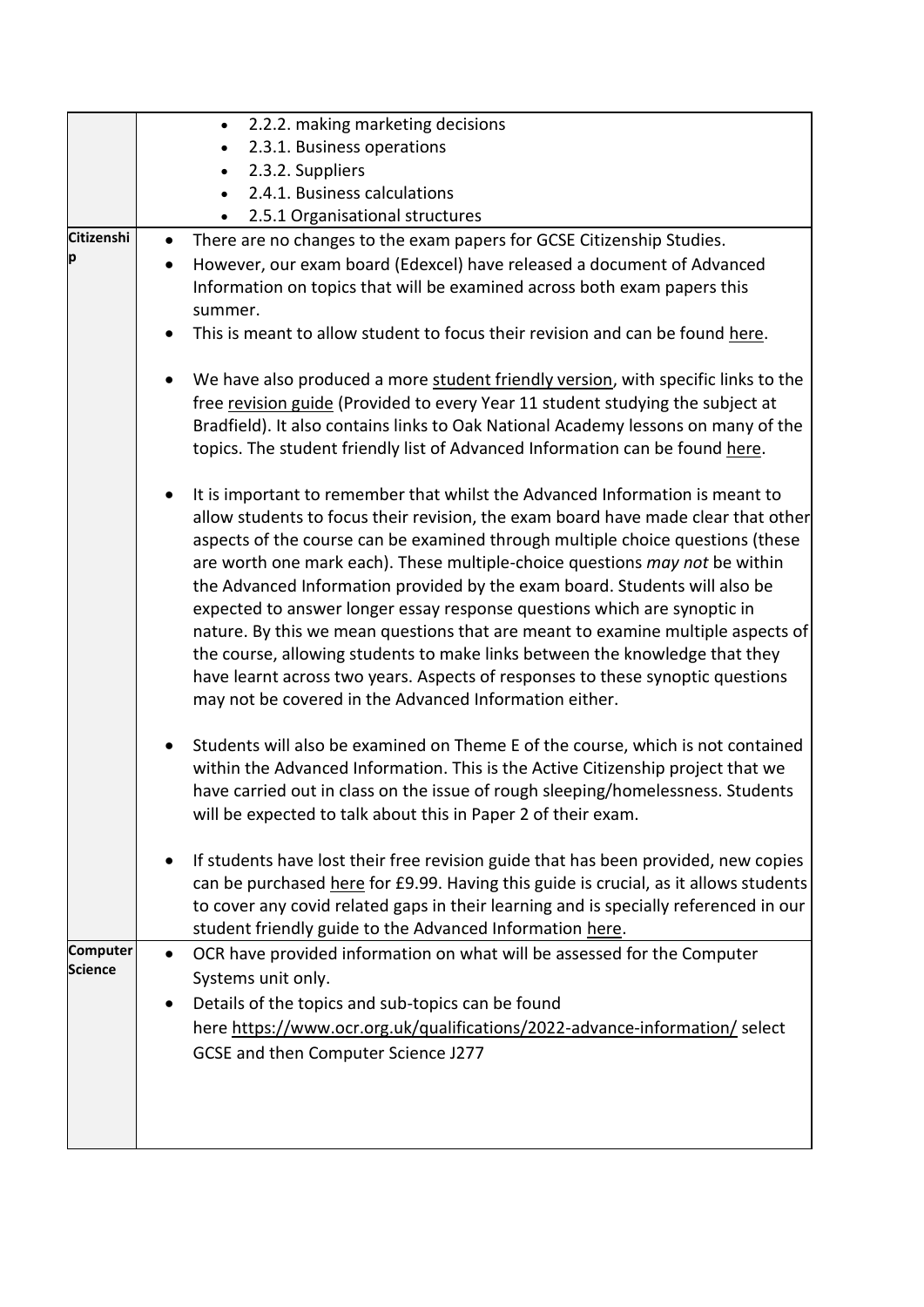| | |
|---|---|
| | • 2.2.2. making marketing decisions<br>• 2.3.1. Business operations<br>• 2.3.2. Suppliers<br>• 2.4.1. Business calculations<br>• 2.5.1 Organisational structures |
| **Citizenship** | • There are no changes to the exam papers for GCSE Citizenship Studies.<br>• However, our exam board (Edexcel) have released a document of Advanced Information on topics that will be examined across both exam papers this summer.<br>• This is meant to allow student to focus their revision and can be found here.<br><br>• We have also produced a more student friendly version, with specific links to the free revision guide (Provided to every Year 11 student studying the subject at Bradfield). It also contains links to Oak National Academy lessons on many of the topics. The student friendly list of Advanced Information can be found here.<br><br>• It is important to remember that whilst the Advanced Information is meant to allow students to focus their revision, the exam board have made clear that other aspects of the course can be examined through multiple choice questions (these are worth one mark each). These multiple-choice questions *may not* be within the Advanced Information provided by the exam board. Students will also be expected to answer longer essay response questions which are synoptic in nature. By this we mean questions that are meant to examine multiple aspects of the course, allowing students to make links between the knowledge that they have learnt across two years. Aspects of responses to these synoptic questions may not be covered in the Advanced Information either.<br><br>• Students will also be examined on Theme E of the course, which is not contained within the Advanced Information. This is the Active Citizenship project that we have carried out in class on the issue of rough sleeping/homelessness. Students will be expected to talk about this in Paper 2 of their exam.<br><br>• If students have lost their free revision guide that has been provided, new copies can be purchased here for £9.99. Having this guide is crucial, as it allows students to cover any covid related gaps in their learning and is specially referenced in our student friendly guide to the Advanced Information here. |
| **Computer Science** | • OCR have provided information on what will be assessed for the Computer Systems unit only.<br>• Details of the topics and sub-topics can be found here https://www.ocr.org.uk/qualifications/2022-advance-information/ select GCSE and then Computer Science J277 |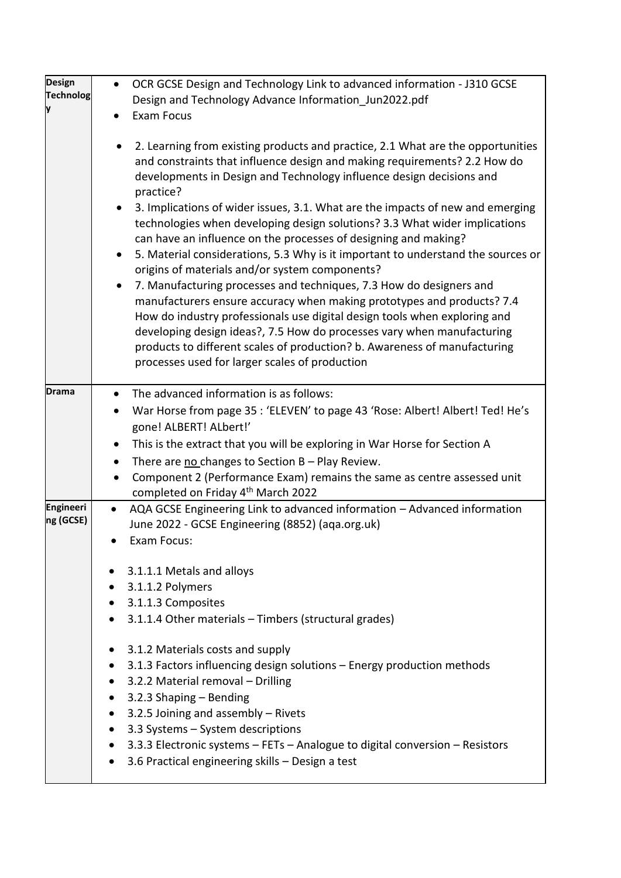| Subject | Advance information |
| --- | --- |
| **Design Technology** | • OCR GCSE Design and Technology Link to advanced information - J310 GCSE Design and Technology Advance Information_Jun2022.pdf<br>• Exam Focus<br><br>• 2. Learning from existing products and practice, 2.1 What are the opportunities and constraints that influence design and making requirements? 2.2 How do developments in Design and Technology influence design decisions and practice?<br>• 3. Implications of wider issues, 3.1. What are the impacts of new and emerging technologies when developing design solutions? 3.3 What wider implications can have an influence on the processes of designing and making?<br>• 5. Material considerations, 5.3 Why is it important to understand the sources or origins of materials and/or system components?<br>• 7. Manufacturing processes and techniques, 7.3 How do designers and manufacturers ensure accuracy when making prototypes and products? 7.4 How do industry professionals use digital design tools when exploring and developing design ideas?, 7.5 How do processes vary when manufacturing products to different scales of production? b. Awareness of manufacturing processes used for larger scales of production |
| **Drama** | • The advanced information is as follows:<br>• War Horse from page 35 : 'ELEVEN' to page 43 'Rose: Albert! Albert! Ted! He's gone! ALBERT! ALbert!'<br>• This is the extract that you will be exploring in War Horse for Section A<br>• There are no changes to Section B – Play Review.<br>• Component 2 (Performance Exam) remains the same as centre assessed unit completed on Friday 4th March 2022 |
| **Engineering (GCSE)** | • AQA GCSE Engineering Link to advanced information – Advanced information June 2022 - GCSE Engineering (8852) (aqa.org.uk)<br>• Exam Focus:<br><br>• 3.1.1.1 Metals and alloys<br>• 3.1.1.2 Polymers<br>• 3.1.1.3 Composites<br>• 3.1.1.4 Other materials – Timbers (structural grades)<br><br>• 3.1.2 Materials costs and supply<br>• 3.1.3 Factors influencing design solutions – Energy production methods<br>• 3.2.2 Material removal – Drilling<br>• 3.2.3 Shaping – Bending<br>• 3.2.5 Joining and assembly – Rivets<br>• 3.3 Systems – System descriptions<br>• 3.3.3 Electronic systems – FETs – Analogue to digital conversion – Resistors<br>• 3.6 Practical engineering skills – Design a test |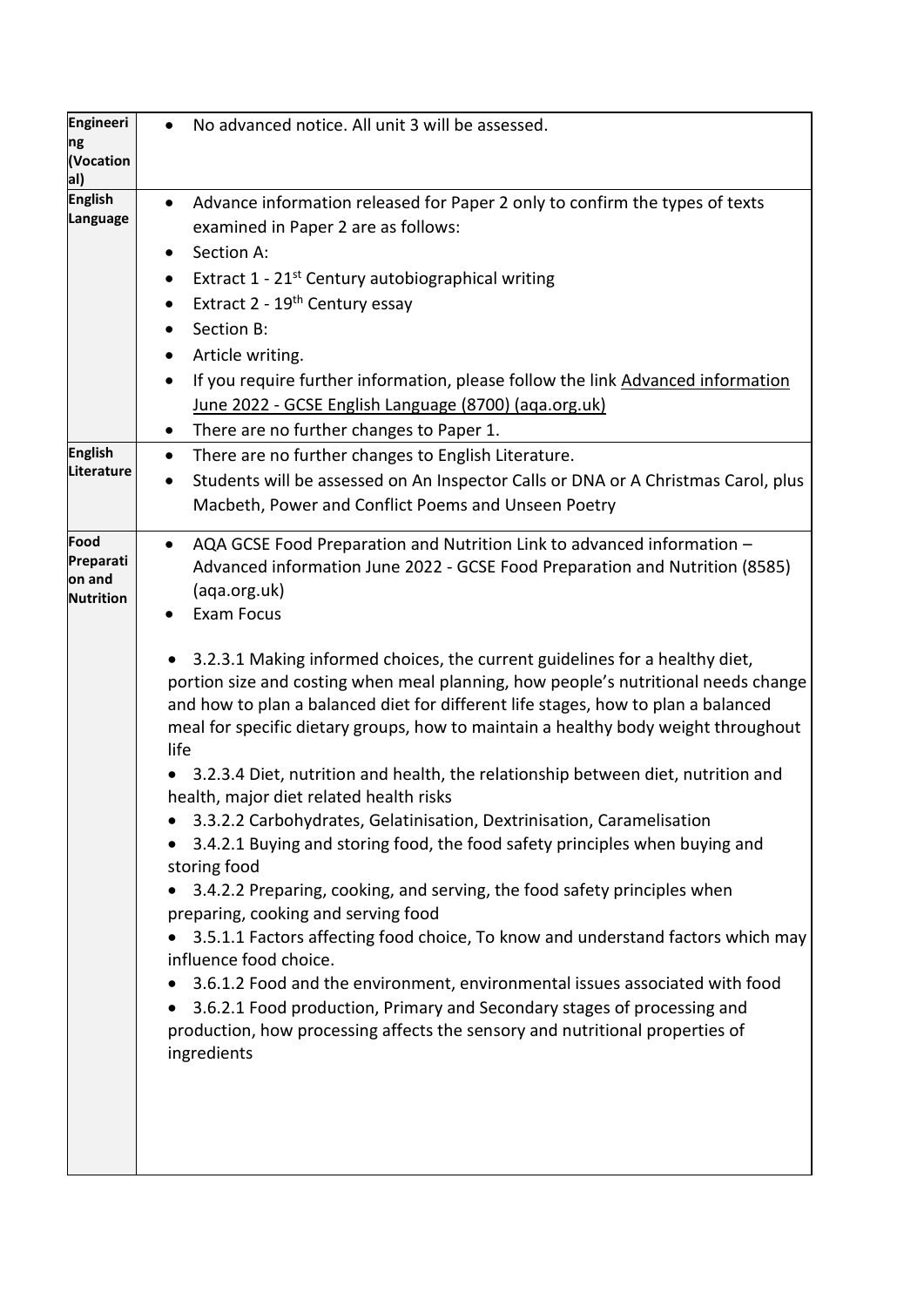| | |
|---|---|
| **Engineering (Vocational)** | • No advanced notice. All unit 3 will be assessed. |
| **English Language** | • Advance information released for Paper 2 only to confirm the types of texts examined in Paper 2 are as follows:<br>• Section A:<br>• Extract 1 - 21st Century autobiographical writing<br>• Extract 2 - 19th Century essay<br>• Section B:<br>• Article writing.<br>• If you require further information, please follow the link [Advanced information June 2022 - GCSE English Language (8700) (aqa.org.uk)]<br>• There are no further changes to Paper 1. |
| **English Literature** | • There are no further changes to English Literature.<br>• Students will be assessed on An Inspector Calls or DNA or A Christmas Carol, plus Macbeth, Power and Conflict Poems and Unseen Poetry |
| **Food Preparation and Nutrition** | • AQA GCSE Food Preparation and Nutrition Link to advanced information – Advanced information June 2022 - GCSE Food Preparation and Nutrition (8585) (aqa.org.uk)<br>• Exam Focus<br><br>• 3.2.3.1 Making informed choices, the current guidelines for a healthy diet, portion size and costing when meal planning, how people's nutritional needs change and how to plan a balanced diet for different life stages, how to plan a balanced meal for specific dietary groups, how to maintain a healthy body weight throughout life<br>• 3.2.3.4 Diet, nutrition and health, the relationship between diet, nutrition and health, major diet related health risks<br>• 3.3.2.2 Carbohydrates, Gelatinisation, Dextrinisation, Caramelisation<br>• 3.4.2.1 Buying and storing food, the food safety principles when buying and storing food<br>• 3.4.2.2 Preparing, cooking, and serving, the food safety principles when preparing, cooking and serving food<br>• 3.5.1.1 Factors affecting food choice, To know and understand factors which may influence food choice.<br>• 3.6.1.2 Food and the environment, environmental issues associated with food<br>• 3.6.2.1 Food production, Primary and Secondary stages of processing and production, how processing affects the sensory and nutritional properties of ingredients |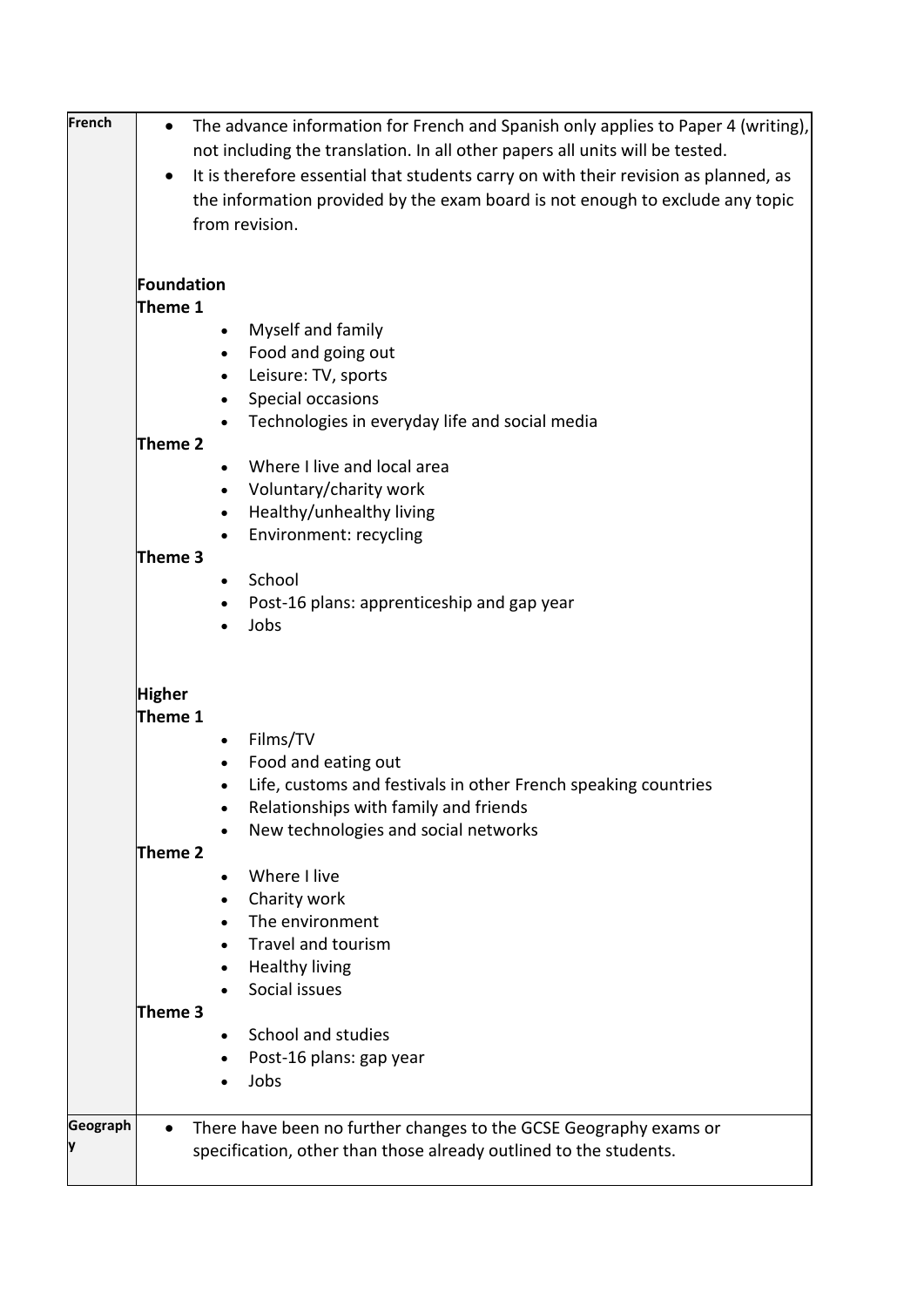| | |
|---|---|
| **French** | • The advance information for French and Spanish only applies to Paper 4 (writing), not including the translation. In all other papers all units will be tested.<br>• It is therefore essential that students carry on with their revision as planned, as the information provided by the exam board is not enough to exclude any topic from revision.<br><br>**Foundation**<br>**Theme 1**<br>• Myself and family<br>• Food and going out<br>• Leisure: TV, sports<br>• Special occasions<br>• Technologies in everyday life and social media<br>**Theme 2**<br>• Where I live and local area<br>• Voluntary/charity work<br>• Healthy/unhealthy living<br>• Environment: recycling<br>**Theme 3**<br>• School<br>• Post-16 plans: apprenticeship and gap year<br>• Jobs<br><br>**Higher**<br>**Theme 1**<br>• Films/TV<br>• Food and eating out<br>• Life, customs and festivals in other French speaking countries<br>• Relationships with family and friends<br>• New technologies and social networks<br>**Theme 2**<br>• Where I live<br>• Charity work<br>• The environment<br>• Travel and tourism<br>• Healthy living<br>• Social issues<br>**Theme 3**<br>• School and studies<br>• Post-16 plans: gap year<br>• Jobs |
| **Geography** | • There have been no further changes to the GCSE Geography exams or specification, other than those already outlined to the students. |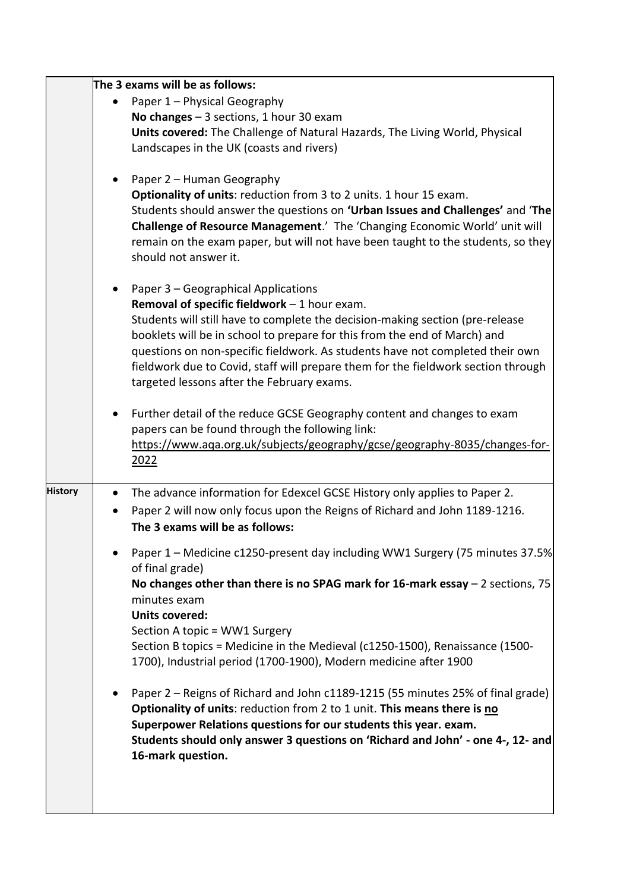| | |
|---|---|
| | **The 3 exams will be as follows:**<br><br>• Paper 1 – Physical Geography<br>**No changes** – 3 sections, 1 hour 30 exam<br>**Units covered:** The Challenge of Natural Hazards, The Living World, Physical Landscapes in the UK (coasts and rivers)<br><br>• Paper 2 – Human Geography<br>**Optionality of units**: reduction from 3 to 2 units. 1 hour 15 exam.<br>Students should answer the questions on **'Urban Issues and Challenges'** and '**The Challenge of Resource Management**.' The 'Changing Economic World' unit will remain on the exam paper, but will not have been taught to the students, so they should not answer it.<br><br>• Paper 3 – Geographical Applications<br>**Removal of specific fieldwork** – 1 hour exam.<br>Students will still have to complete the decision-making section (pre-release booklets will be in school to prepare for this from the end of March) and questions on non-specific fieldwork. As students have not completed their own fieldwork due to Covid, staff will prepare them for the fieldwork section through targeted lessons after the February exams.<br><br>• Further detail of the reduce GCSE Geography content and changes to exam papers can be found through the following link: https://www.aqa.org.uk/subjects/geography/gcse/geography-8035/changes-for-2022 |
| **History** | • The advance information for Edexcel GCSE History only applies to Paper 2.<br>• Paper 2 will now only focus upon the Reigns of Richard and John 1189-1216.<br>**The 3 exams will be as follows:**<br><br>• Paper 1 – Medicine c1250-present day including WW1 Surgery (75 minutes 37.5% of final grade)<br>**No changes other than there is no SPAG mark for 16-mark essay** – 2 sections, 75 minutes exam<br>**Units covered:**<br>Section A topic = WW1 Surgery<br>Section B topics = Medicine in the Medieval (c1250-1500), Renaissance (1500-1700), Industrial period (1700-1900), Modern medicine after 1900<br><br>• Paper 2 – Reigns of Richard and John c1189-1215 (55 minutes 25% of final grade)<br>**Optionality of units**: reduction from 2 to 1 unit. **This means there is <u>no</u> Superpower Relations questions for our students this year. exam.**<br>**Students should only answer 3 questions on 'Richard and John' - one 4-, 12- and 16-mark question.** |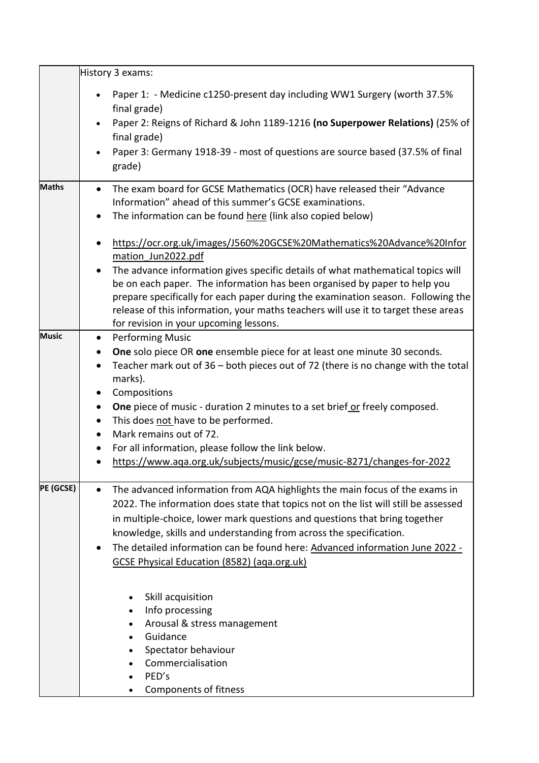| | |
|---|---|
| | History 3 exams:<br><br>• Paper 1: - Medicine c1250-present day including WW1 Surgery (worth 37.5% final grade)<br>• Paper 2: Reigns of Richard & John 1189-1216 **(no Superpower Relations)** (25% of final grade)<br>• Paper 3: Germany 1918-39 - most of questions are source based (37.5% of final grade) |
| **Maths** | • The exam board for GCSE Mathematics (OCR) have released their "Advance Information" ahead of this summer's GCSE examinations.<br>• The information can be found here (link also copied below)<br><br>• https://ocr.org.uk/images/J560%20GCSE%20Mathematics%20Advance%20Information_Jun2022.pdf<br>• The advance information gives specific details of what mathematical topics will be on each paper. The information has been organised by paper to help you prepare specifically for each paper during the examination season. Following the release of this information, your maths teachers will use it to target these areas for revision in your upcoming lessons. |
| **Music** | • Performing Music<br>• **One** solo piece OR **one** ensemble piece for at least one minute 30 seconds.<br>• Teacher mark out of 36 – both pieces out of 72 (there is no change with the total marks).<br>• Compositions<br>• **One** piece of music - duration 2 minutes to a set brief or freely composed.<br>• This does not have to be performed.<br>• Mark remains out of 72.<br>• For all information, please follow the link below.<br>• https://www.aqa.org.uk/subjects/music/gcse/music-8271/changes-for-2022 |
| **PE (GCSE)** | • The advanced information from AQA highlights the main focus of the exams in 2022. The information does state that topics not on the list will still be assessed in multiple-choice, lower mark questions and questions that bring together knowledge, skills and understanding from across the specification.<br>• The detailed information can be found here: Advanced information June 2022 - GCSE Physical Education (8582) (aqa.org.uk)<br><br>  ◦ Skill acquisition<br>  ◦ Info processing<br>  ◦ Arousal & stress management<br>  ◦ Guidance<br>  ◦ Spectator behaviour<br>  ◦ Commercialisation<br>  ◦ PED's<br>  ◦ Components of fitness |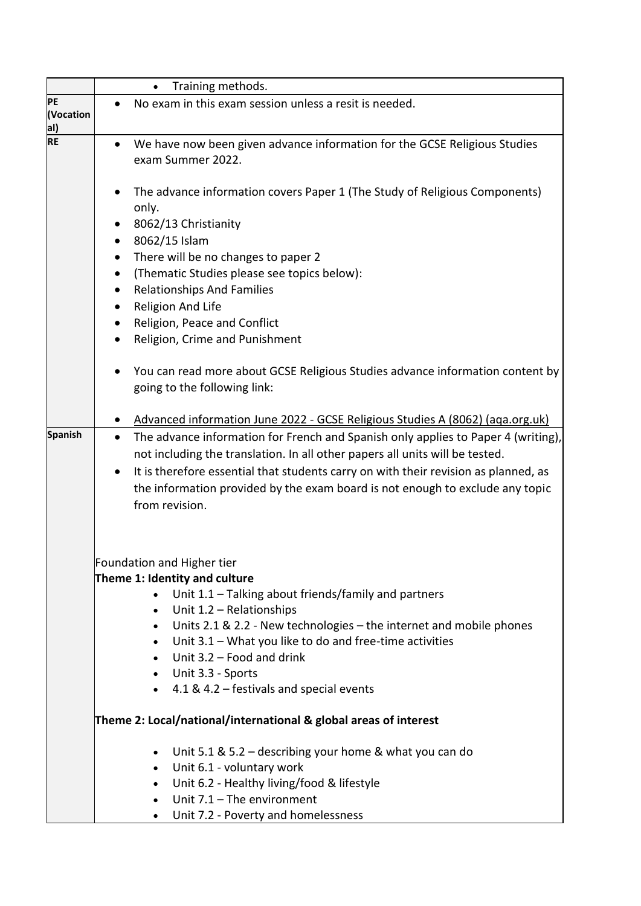| | |
|---|---|
| | • Training methods. |
| **PE (Vocational)** | • No exam in this exam session unless a resit is needed. |
| **RE** | • We have now been given advance information for the GCSE Religious Studies exam Summer 2022.<br><br>• The advance information covers Paper 1 (The Study of Religious Components) only.<br>• 8062/13 Christianity<br>• 8062/15 Islam<br>• There will be no changes to paper 2<br>• (Thematic Studies please see topics below):<br>• Relationships And Families<br>• Religion And Life<br>• Religion, Peace and Conflict<br>• Religion, Crime and Punishment<br><br>• You can read more about GCSE Religious Studies advance information content by going to the following link:<br><br>• Advanced information June 2022 - GCSE Religious Studies A (8062) (aqa.org.uk) |
| **Spanish** | • The advance information for French and Spanish only applies to Paper 4 (writing), not including the translation. In all other papers all units will be tested.<br>• It is therefore essential that students carry on with their revision as planned, as the information provided by the exam board is not enough to exclude any topic from revision.<br><br><br>Foundation and Higher tier<br>**Theme 1: Identity and culture**<br>• Unit 1.1 – Talking about friends/family and partners<br>• Unit 1.2 – Relationships<br>• Units 2.1 & 2.2 - New technologies – the internet and mobile phones<br>• Unit 3.1 – What you like to do and free-time activities<br>• Unit 3.2 – Food and drink<br>• Unit 3.3 - Sports<br>• 4.1 & 4.2 – festivals and special events<br><br>**Theme 2: Local/national/international & global areas of interest**<br><br>• Unit 5.1 & 5.2 – describing your home & what you can do<br>• Unit 6.1 - voluntary work<br>• Unit 6.2 - Healthy living/food & lifestyle<br>• Unit 7.1 – The environment<br>• Unit 7.2 - Poverty and homelessness |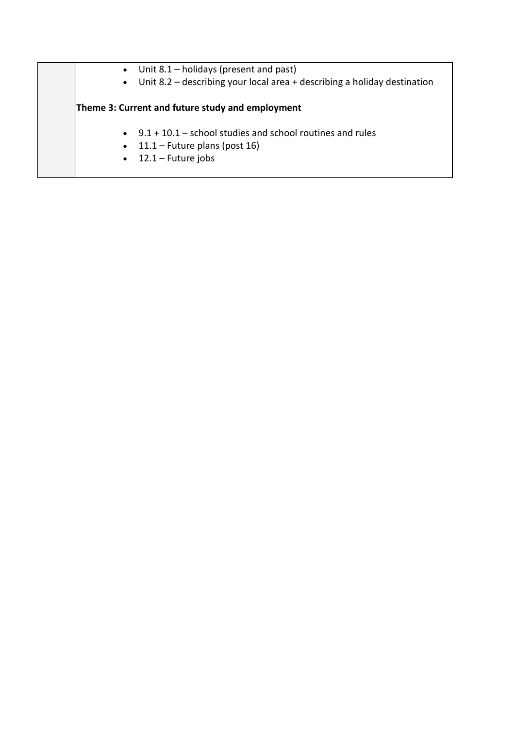| | |
|---|---|
| | • Unit 8.1 – holidays (present and past)<br>• Unit 8.2 – describing your local area + describing a holiday destination<br><br>**Theme 3: Current and future study and employment**<br><br>• 9.1 + 10.1 – school studies and school routines and rules<br>• 11.1 – Future plans (post 16)<br>• 12.1 – Future jobs |